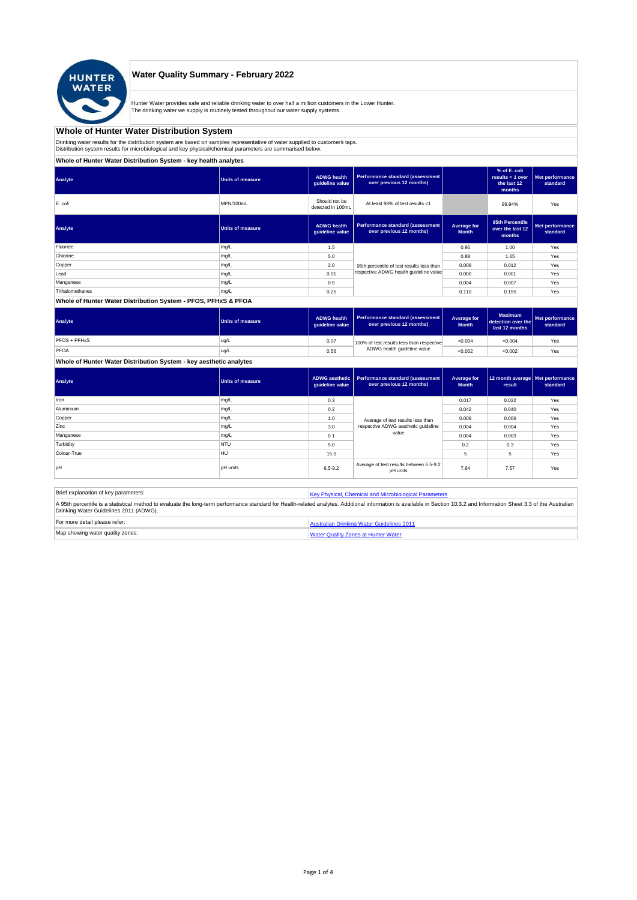# Water Quality Summary - February 2022

Hunter Water provides safe and reliable drinking water to over half a million customers in the Lower Hunter.
The drinking water we supply is routinely tested throughout our water supply systems.

## Whole of Hunter Water Distribution System

Drinking water results for the distribution system are based on samples representative of water supplied to customer's taps.
Distribution system results for microbiological and key physical/chemical parameters are summarised below.

### Whole of Hunter Water Distribution System - key health analytes

| Analyte | Units of measure | ADWG health guideline value | Performance standard (assessment over previous 12 months) | | % of E. coli results < 1 over the last 12 months | Met performance standard |
|---|---|---|---|---|---|---|
| *E. coli* | MPN/100mL | Should not be detected in 100mL | At least 98% of test results <1 | | 99.94% | Yes |

| Analyte | Units of measure | ADWG health guideline value | Performance standard (assessment over previous 12 months) | Average for Month | 95th Percentile over the last 12 months | Met performance standard |
|---|---|---|---|---|---|---|
| Fluoride | mg/L | 1.5 | 95th percentile of test results less than respective ADWG health guideline value | 0.95 | 1.00 | Yes |
| Chlorine | mg/L | 5.0 | | 0.88 | 1.65 | Yes |
| Copper | mg/L | 2.0 | | 0.008 | 0.012 | Yes |
| Lead | mg/L | 0.01 | | 0.000 | 0.001 | Yes |
| Manganese | mg/L | 0.5 | | 0.004 | 0.007 | Yes |
| Trihalomethanes | mg/L | 0.25 | | 0.110 | 0.155 | Yes |

### Whole of Hunter Water Distribution System - PFOS, PFHxS & PFOA

| Analyte | Units of measure | ADWG health guideline value | Performance standard (assessment over previous 12 months) | Average for Month | Maximum detection over the last 12 months | Met performance standard |
|---|---|---|---|---|---|---|
| PFOS + PFHxS | ug/L | 0.07 | 100% of test results less than respective ADWG health guideline value | <0.004 | <0.004 | Yes |
| PFOA | ug/L | 0.56 | | <0.002 | <0.002 | Yes |

### Whole of Hunter Water Distribution System - key aesthetic analytes

| Analyte | Units of measure | ADWG aesthetic guideline value | Performance standard (assessment over previous 12 months) | Average for Month | 12 month average result | Met performance standard |
|---|---|---|---|---|---|---|
| Iron | mg/L | 0.3 | Average of test results less than respective ADWG aesthetic guideline value | 0.017 | 0.022 | Yes |
| Aluminium | mg/L | 0.2 | | 0.042 | 0.040 | Yes |
| Copper | mg/L | 1.0 | | 0.008 | 0.006 | Yes |
| Zinc | mg/L | 3.0 | | 0.004 | 0.004 | Yes |
| Manganese | mg/L | 0.1 | | 0.004 | 0.003 | Yes |
| Turbidity | NTU | 5.0 | | 0.2 | 0.3 | Yes |
| Colour-True | HU | 15.0 | | 5 | 5 | Yes |
| pH | pH units | 6.5-9.2 | Average of test results between 6.5-9.2 pH units | 7.64 | 7.57 | Yes |

| | |
|---|---|
| Brief explanation of key parameters: | Key Physical, Chemical and Microbiological Parameters |
| A 95th percentile is a statistical method to evaluate the long-term performance standard for Health-related analytes. Additional information is available in Section 10.3.2 and Information Sheet 3.3 of the Australian Drinking Water Guidelines 2011 (ADWG). | |
| For more detail please refer: | Australian Drinking Water Guidelines 2011 |
| Map showing water quality zones: | Water Quality Zones at Hunter Water |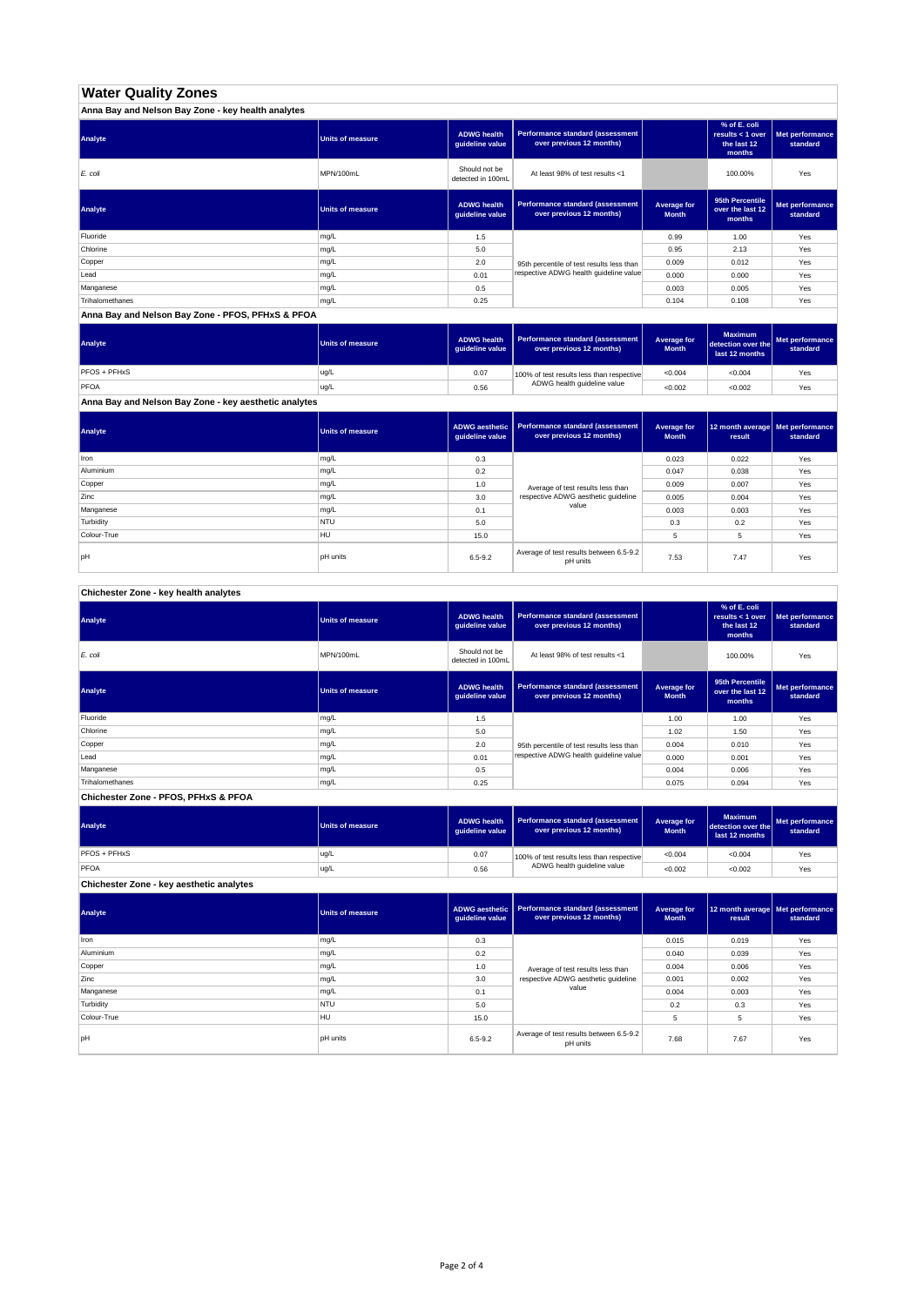# Water Quality Zones

## Anna Bay and Nelson Bay Zone - key health analytes

| Analyte | Units of measure | ADWG health guideline value | Performance standard (assessment over previous 12 months) | | % of E. coli results < 1 over the last 12 months | Met performance standard |
|---|---|---|---|---|---|---|
| *E. coli* | MPN/100mL | Should not be detected in 100mL | At least 98% of test results <1 | | 100.00% | Yes |

| Analyte | Units of measure | ADWG health guideline value | Performance standard (assessment over previous 12 months) | Average for Month | 95th Percentile over the last 12 months | Met performance standard |
|---|---|---|---|---|---|---|
| Fluoride | mg/L | 1.5 | 95th percentile of test results less than respective ADWG health guideline value | 0.99 | 1.00 | Yes |
| Chlorine | mg/L | 5.0 | | 0.95 | 2.13 | Yes |
| Copper | mg/L | 2.0 | | 0.009 | 0.012 | Yes |
| Lead | mg/L | 0.01 | | 0.000 | 0.000 | Yes |
| Manganese | mg/L | 0.5 | | 0.003 | 0.005 | Yes |
| Trihalomethanes | mg/L | 0.25 | | 0.104 | 0.108 | Yes |

## Anna Bay and Nelson Bay Zone - PFOS, PFHxS & PFOA

| Analyte | Units of measure | ADWG health guideline value | Performance standard (assessment over previous 12 months) | Average for Month | Maximum detection over the last 12 months | Met performance standard |
|---|---|---|---|---|---|---|
| PFOS + PFHxS | ug/L | 0.07 | 100% of test results less than respective ADWG health guideline value | <0.004 | <0.004 | Yes |
| PFOA | ug/L | 0.56 | | <0.002 | <0.002 | Yes |

## Anna Bay and Nelson Bay Zone - key aesthetic analytes

| Analyte | Units of measure | ADWG aesthetic guideline value | Performance standard (assessment over previous 12 months) | Average for Month | 12 month average result | Met performance standard |
|---|---|---|---|---|---|---|
| Iron | mg/L | 0.3 | Average of test results less than respective ADWG aesthetic guideline value | 0.023 | 0.022 | Yes |
| Aluminium | mg/L | 0.2 | | 0.047 | 0.038 | Yes |
| Copper | mg/L | 1.0 | | 0.009 | 0.007 | Yes |
| Zinc | mg/L | 3.0 | | 0.005 | 0.004 | Yes |
| Manganese | mg/L | 0.1 | | 0.003 | 0.003 | Yes |
| Turbidity | NTU | 5.0 | | 0.3 | 0.2 | Yes |
| Colour-True | HU | 15.0 | | 5 | 5 | Yes |
| pH | pH units | 6.5-9.2 | Average of test results between 6.5-9.2 pH units | 7.53 | 7.47 | Yes |

## Chichester Zone - key health analytes

| Analyte | Units of measure | ADWG health guideline value | Performance standard (assessment over previous 12 months) | | % of E. coli results < 1 over the last 12 months | Met performance standard |
|---|---|---|---|---|---|---|
| *E. coli* | MPN/100mL | Should not be detected in 100mL | At least 98% of test results <1 | | 100.00% | Yes |

| Analyte | Units of measure | ADWG health guideline value | Performance standard (assessment over previous 12 months) | Average for Month | 95th Percentile over the last 12 months | Met performance standard |
|---|---|---|---|---|---|---|
| Fluoride | mg/L | 1.5 | 95th percentile of test results less than respective ADWG health guideline value | 1.00 | 1.00 | Yes |
| Chlorine | mg/L | 5.0 | | 1.02 | 1.50 | Yes |
| Copper | mg/L | 2.0 | | 0.004 | 0.010 | Yes |
| Lead | mg/L | 0.01 | | 0.000 | 0.001 | Yes |
| Manganese | mg/L | 0.5 | | 0.004 | 0.006 | Yes |
| Trihalomethanes | mg/L | 0.25 | | 0.075 | 0.094 | Yes |

## Chichester Zone - PFOS, PFHxS & PFOA

| Analyte | Units of measure | ADWG health guideline value | Performance standard (assessment over previous 12 months) | Average for Month | Maximum detection over the last 12 months | Met performance standard |
|---|---|---|---|---|---|---|
| PFOS + PFHxS | ug/L | 0.07 | 100% of test results less than respective ADWG health guideline value | <0.004 | <0.004 | Yes |
| PFOA | ug/L | 0.56 | | <0.002 | <0.002 | Yes |

## Chichester Zone - key aesthetic analytes

| Analyte | Units of measure | ADWG aesthetic guideline value | Performance standard (assessment over previous 12 months) | Average for Month | 12 month average result | Met performance standard |
|---|---|---|---|---|---|---|
| Iron | mg/L | 0.3 | Average of test results less than respective ADWG aesthetic guideline value | 0.015 | 0.019 | Yes |
| Aluminium | mg/L | 0.2 | | 0.040 | 0.039 | Yes |
| Copper | mg/L | 1.0 | | 0.004 | 0.006 | Yes |
| Zinc | mg/L | 3.0 | | 0.001 | 0.002 | Yes |
| Manganese | mg/L | 0.1 | | 0.004 | 0.003 | Yes |
| Turbidity | NTU | 5.0 | | 0.2 | 0.3 | Yes |
| Colour-True | HU | 15.0 | | 5 | 5 | Yes |
| pH | pH units | 6.5-9.2 | Average of test results between 6.5-9.2 pH units | 7.68 | 7.67 | Yes |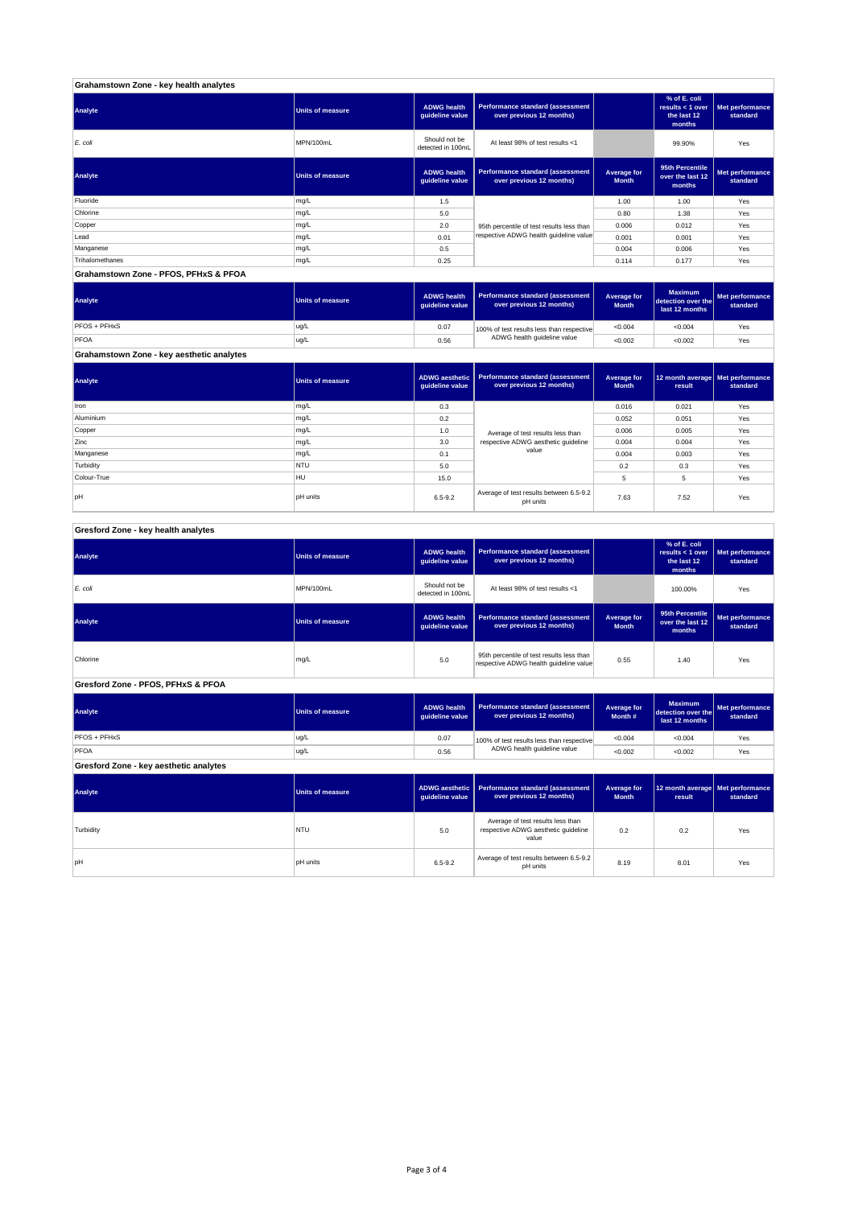## Grahamstown Zone - key health analytes

| Analyte | Units of measure | ADWG health guideline value | Performance standard (assessment over previous 12 months) | | % of E. coli results < 1 over the last 12 months | Met performance standard |
|---|---|---|---|---|---|---|
| *E. coli* | MPN/100mL | Should not be detected in 100mL | At least 98% of test results <1 | | 99.90% | Yes |

| Analyte | Units of measure | ADWG health guideline value | Performance standard (assessment over previous 12 months) | Average for Month | 95th Percentile over the last 12 months | Met performance standard |
|---|---|---|---|---|---|---|
| Fluoride | mg/L | 1.5 | 95th percentile of test results less than respective ADWG health guideline value | 1.00 | 1.00 | Yes |
| Chlorine | mg/L | 5.0 | | 0.80 | 1.38 | Yes |
| Copper | mg/L | 2.0 | | 0.006 | 0.012 | Yes |
| Lead | mg/L | 0.01 | | 0.001 | 0.001 | Yes |
| Manganese | mg/L | 0.5 | | 0.004 | 0.006 | Yes |
| Trihalomethanes | mg/L | 0.25 | | 0.114 | 0.177 | Yes |

## Grahamstown Zone - PFOS, PFHxS & PFOA

| Analyte | Units of measure | ADWG health guideline value | Performance standard (assessment over previous 12 months) | Average for Month | Maximum detection over the last 12 months | Met performance standard |
|---|---|---|---|---|---|---|
| PFOS + PFHxS | ug/L | 0.07 | 100% of test results less than respective ADWG health guideline value | <0.004 | <0.004 | Yes |
| PFOA | ug/L | 0.56 | | <0.002 | <0.002 | Yes |

## Grahamstown Zone - key aesthetic analytes

| Analyte | Units of measure | ADWG aesthetic guideline value | Performance standard (assessment over previous 12 months) | Average for Month | 12 month average result | Met performance standard |
|---|---|---|---|---|---|---|
| Iron | mg/L | 0.3 | Average of test results less than respective ADWG aesthetic guideline value | 0.016 | 0.021 | Yes |
| Aluminium | mg/L | 0.2 | | 0.052 | 0.051 | Yes |
| Copper | mg/L | 1.0 | | 0.006 | 0.005 | Yes |
| Zinc | mg/L | 3.0 | | 0.004 | 0.004 | Yes |
| Manganese | mg/L | 0.1 | | 0.004 | 0.003 | Yes |
| Turbidity | NTU | 5.0 | | 0.2 | 0.3 | Yes |
| Colour-True | HU | 15.0 | | 5 | 5 | Yes |
| pH | pH units | 6.5-9.2 | Average of test results between 6.5-9.2 pH units | 7.63 | 7.52 | Yes |

## Gresford Zone - key health analytes

| Analyte | Units of measure | ADWG health guideline value | Performance standard (assessment over previous 12 months) | | % of E. coli results < 1 over the last 12 months | Met performance standard |
|---|---|---|---|---|---|---|
| *E. coli* | MPN/100mL | Should not be detected in 100mL | At least 98% of test results <1 | | 100.00% | Yes |

| Analyte | Units of measure | ADWG health guideline value | Performance standard (assessment over previous 12 months) | Average for Month | 95th Percentile over the last 12 months | Met performance standard |
|---|---|---|---|---|---|---|
| Chlorine | mg/L | 5.0 | 95th percentile of test results less than respective ADWG health guideline value | 0.55 | 1.40 | Yes |

## Gresford Zone - PFOS, PFHxS & PFOA

| Analyte | Units of measure | ADWG health guideline value | Performance standard (assessment over previous 12 months) | Average for Month # | Maximum detection over the last 12 months | Met performance standard |
|---|---|---|---|---|---|---|
| PFOS + PFHxS | ug/L | 0.07 | 100% of test results less than respective ADWG health guideline value | <0.004 | <0.004 | Yes |
| PFOA | ug/L | 0.56 | | <0.002 | <0.002 | Yes |

## Gresford Zone - key aesthetic analytes

| Analyte | Units of measure | ADWG aesthetic guideline value | Performance standard (assessment over previous 12 months) | Average for Month | 12 month average result | Met performance standard |
|---|---|---|---|---|---|---|
| Turbidity | NTU | 5.0 | Average of test results less than respective ADWG aesthetic guideline value | 0.2 | 0.2 | Yes |
| pH | pH units | 6.5-9.2 | Average of test results between 6.5-9.2 pH units | 8.19 | 8.01 | Yes |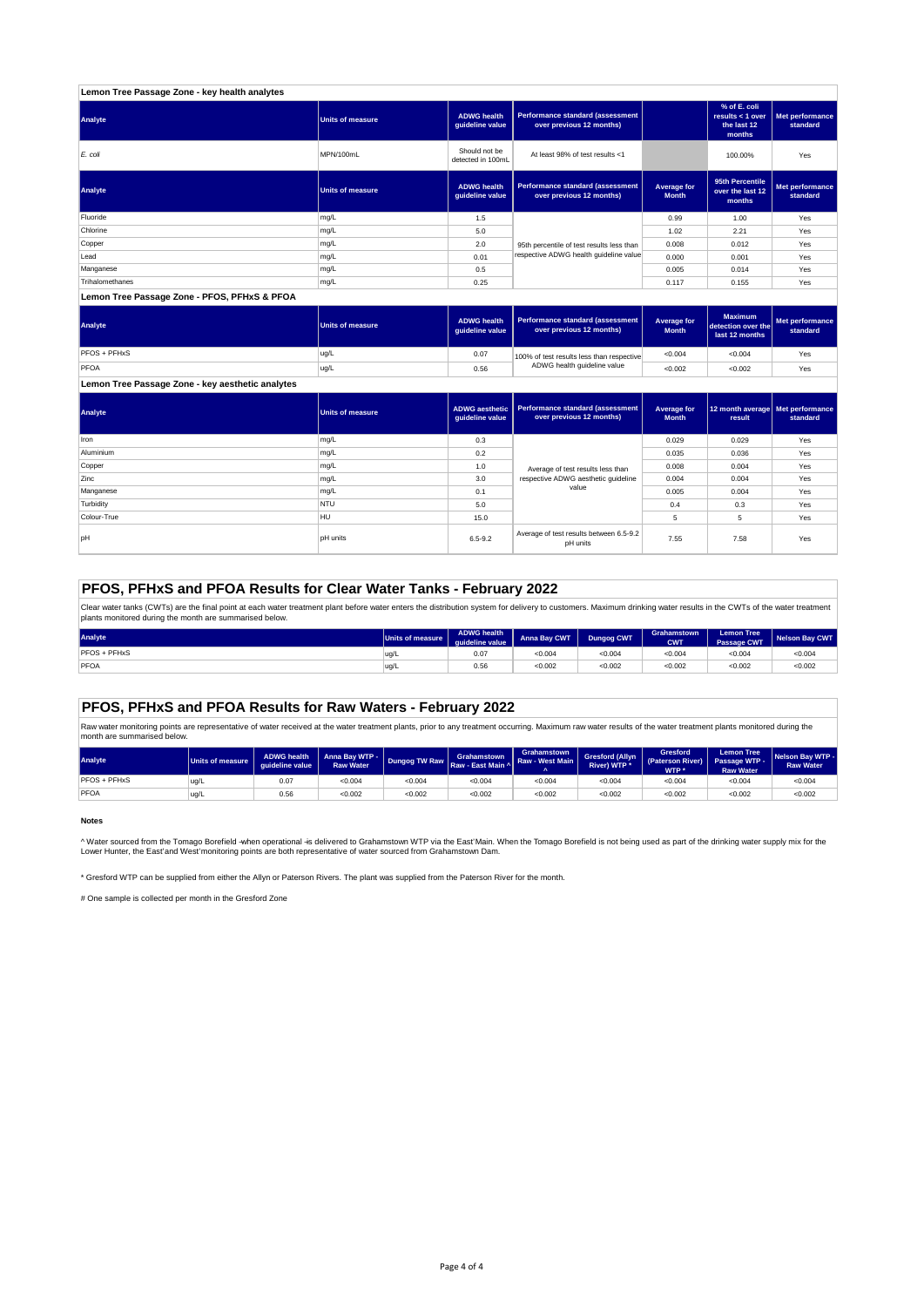### Lemon Tree Passage Zone - key health analytes

| Analyte | Units of measure | ADWG health guideline value | Performance standard (assessment over previous 12 months) | | % of E. coli results < 1 over the last 12 months | Met performance standard |
|---|---|---|---|---|---|---|
| *E. coli* | MPN/100mL | Should not be detected in 100mL | At least 98% of test results <1 | | 100.00% | Yes |

| Analyte | Units of measure | ADWG health guideline value | Performance standard (assessment over previous 12 months) | Average for Month | 95th Percentile over the last 12 months | Met performance standard |
|---|---|---|---|---|---|---|
| Fluoride | mg/L | 1.5 | 95th percentile of test results less than respective ADWG health guideline value | 0.99 | 1.00 | Yes |
| Chlorine | mg/L | 5.0 | | 1.02 | 2.21 | Yes |
| Copper | mg/L | 2.0 | | 0.008 | 0.012 | Yes |
| Lead | mg/L | 0.01 | | 0.000 | 0.001 | Yes |
| Manganese | mg/L | 0.5 | | 0.005 | 0.014 | Yes |
| Trihalomethanes | mg/L | 0.25 | | 0.117 | 0.155 | Yes |

### Lemon Tree Passage Zone - PFOS, PFHxS & PFOA

| Analyte | Units of measure | ADWG health guideline value | Performance standard (assessment over previous 12 months) | Average for Month | Maximum detection over the last 12 months | Met performance standard |
|---|---|---|---|---|---|---|
| PFOS + PFHxS | ug/L | 0.07 | 100% of test results less than respective ADWG health guideline value | <0.004 | <0.004 | Yes |
| PFOA | ug/L | 0.56 | | <0.002 | <0.002 | Yes |

### Lemon Tree Passage Zone - key aesthetic analytes

| Analyte | Units of measure | ADWG aesthetic guideline value | Performance standard (assessment over previous 12 months) | Average for Month | 12 month average result | Met performance standard |
|---|---|---|---|---|---|---|
| Iron | mg/L | 0.3 | Average of test results less than respective ADWG aesthetic guideline value | 0.029 | 0.029 | Yes |
| Aluminium | mg/L | 0.2 | | 0.035 | 0.036 | Yes |
| Copper | mg/L | 1.0 | | 0.008 | 0.004 | Yes |
| Zinc | mg/L | 3.0 | | 0.004 | 0.004 | Yes |
| Manganese | mg/L | 0.1 | | 0.005 | 0.004 | Yes |
| Turbidity | NTU | 5.0 | | 0.4 | 0.3 | Yes |
| Colour-True | HU | 15.0 | | 5 | 5 | Yes |
| pH | pH units | 6.5-9.2 | Average of test results between 6.5-9.2 pH units | 7.55 | 7.58 | Yes |

## PFOS, PFHxS and PFOA Results for Clear Water Tanks - February 2022

Clear water tanks (CWTs) are the final point at each water treatment plant before water enters the distribution system for delivery to customers. Maximum drinking water results in the CWTs of the water treatment plants monitored during the month are summarised below.

| Analyte | Units of measure | ADWG health guideline value | Anna Bay CWT | Dungog CWT | Grahamstown CWT | Lemon Tree Passage CWT | Nelson Bay CWT |
|---|---|---|---|---|---|---|---|
| PFOS + PFHxS | ug/L | 0.07 | <0.004 | <0.004 | <0.004 | <0.004 | <0.004 |
| PFOA | ug/L | 0.56 | <0.002 | <0.002 | <0.002 | <0.002 | <0.002 |

## PFOS, PFHxS and PFOA Results for Raw Waters - February 2022

Raw water monitoring points are representative of water received at the water treatment plants, prior to any treatment occurring. Maximum raw water results of the water treatment plants monitored during the month are summarised below.

| Analyte | Units of measure | ADWG health guideline value | Anna Bay WTP - Raw Water | Dungog TW Raw | Grahamstown Raw - East Main ^ | Grahamstown Raw - West Main ^ | Gresford (Allyn River) WTP * | Gresford (Paterson River) WTP * | Lemon Tree Passage WTP - Raw Water | Nelson Bay WTP - Raw Water |
|---|---|---|---|---|---|---|---|---|---|---|
| PFOS + PFHxS | ug/L | 0.07 | <0.004 | <0.004 | <0.004 | <0.004 | <0.004 | <0.004 | <0.004 | <0.004 |
| PFOA | ug/L | 0.56 | <0.002 | <0.002 | <0.002 | <0.002 | <0.002 | <0.002 | <0.002 | <0.002 |

**Notes**

^ Water sourced from the Tomago Borefield -when operational -is delivered to Grahamstown WTP via the East'Main. When the Tomago Borefield is not being used as part of the drinking water supply mix for the Lower Hunter, the East'and West'monitoring points are both representative of water sourced from Grahamstown Dam.

* Gresford WTP can be supplied from either the Allyn or Paterson Rivers. The plant was supplied from the Paterson River for the month.

# One sample is collected per month in the Gresford Zone